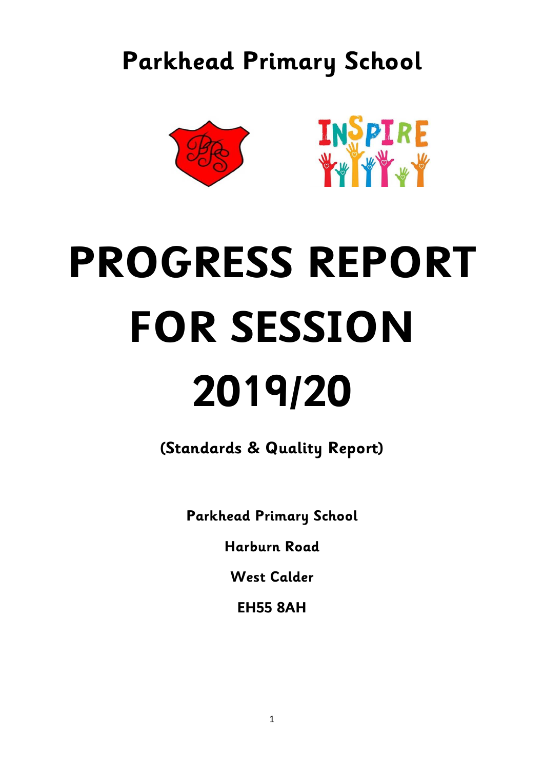# Parkhead Primary School

INSPIRE

# PROGRESS REPORT FOR SESSION 2019/20

**(Standards & Quality Report)**

**Parkhead Primary School**

**Harburn Road**

**West Calder**

**EH55 8AH**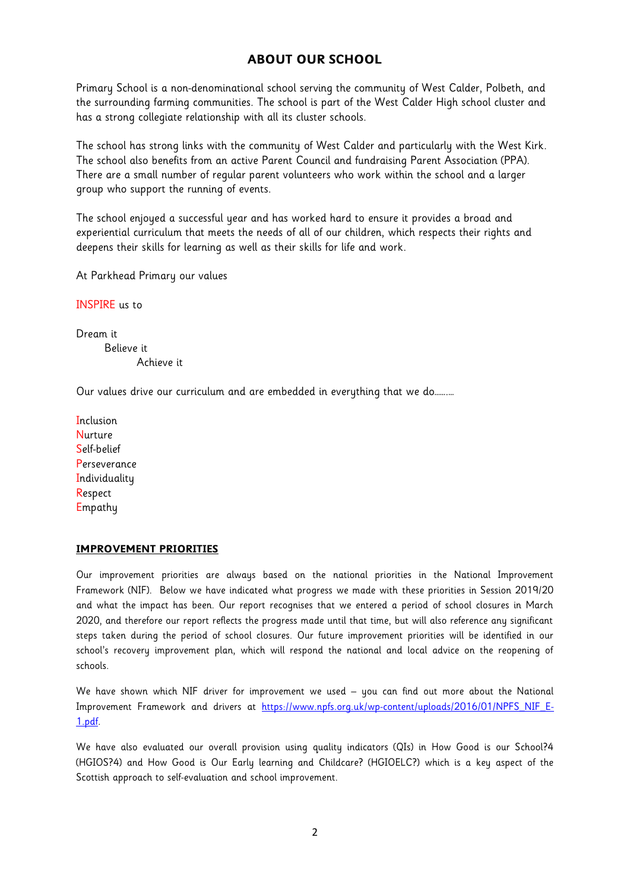## ABOUT OUR SCHOOL

Primary School is a non-denominational school serving the community of West Calder, Polbeth, and the surrounding farming communities. The school is part of the West Calder High school cluster and has a strong collegiate relationship with all its cluster schools.

The school has strong links with the community of West Calder and particularly with the West Kirk. The school also benefits from an active Parent Council and fundraising Parent Association (PPA). There are a small number of regular parent volunteers who work within the school and a larger group who support the running of events.

The school enjoyed a successful year and has worked hard to ensure it provides a broad and experiential curriculum that meets the needs of all of our children, which respects their rights and deepens their skills for learning as well as their skills for life and work.

At Parkhead Primary our values

INSPIRE us to

Dream it
Believe it
Achieve it

Our values drive our curriculum and are embedded in everything that we do.........

Inclusion
Nurture
Self-belief
Perseverance
Individuality
Respect
Empathy

### IMPROVEMENT PRIORITIES

Our improvement priorities are always based on the national priorities in the National Improvement Framework (NIF). Below we have indicated what progress we made with these priorities in Session 2019/20 and what the impact has been. Our report recognises that we entered a period of school closures in March 2020, and therefore our report reflects the progress made until that time, but will also reference any significant steps taken during the period of school closures. Our future improvement priorities will be identified in our school's recovery improvement plan, which will respond the national and local advice on the reopening of schools.

We have shown which NIF driver for improvement we used – you can find out more about the National Improvement Framework and drivers at https://www.npfs.org.uk/wp-content/uploads/2016/01/NPFS_NIF_E-1.pdf.

We have also evaluated our overall provision using quality indicators (QIs) in How Good is our School?4 (HGIOS?4) and How Good is Our Early learning and Childcare? (HGIOELC?) which is a key aspect of the Scottish approach to self-evaluation and school improvement.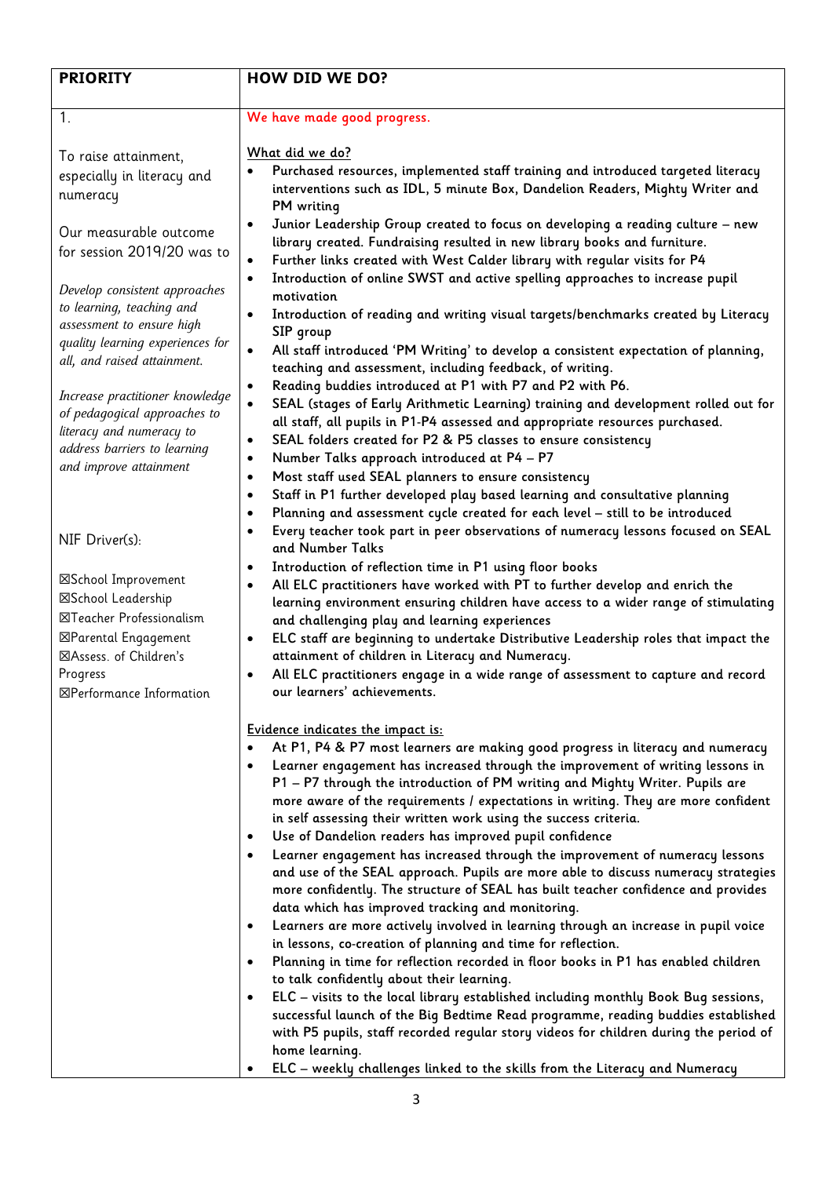| PRIORITY | HOW DID WE DO? |
|---|---|
| 1.<br><br>To raise attainment, especially in literacy and numeracy<br><br>Our measurable outcome for session 2019/20 was to<br><br>*Develop consistent approaches to learning, teaching and assessment to ensure high quality learning experiences for all, and raised attainment.*<br><br>*Increase practitioner knowledge of pedagogical approaches to literacy and numeracy to address barriers to learning and improve attainment*<br><br>NIF Driver(s):<br><br>☒School Improvement<br>☒School Leadership<br>☒Teacher Professionalism<br>☒Parental Engagement<br>☒Assess. of Children's Progress<br>☒Performance Information | We have made good progress.<br><br><u>What did we do?</u><br>• Purchased resources, implemented staff training and introduced targeted literacy interventions such as IDL, 5 minute Box, Dandelion Readers, Mighty Writer and PM writing<br>• Junior Leadership Group created to focus on developing a reading culture – new library created. Fundraising resulted in new library books and furniture.<br>• Further links created with West Calder library with regular visits for P4<br>• Introduction of online SWST and active spelling approaches to increase pupil motivation<br>• Introduction of reading and writing visual targets/benchmarks created by Literacy SIP group<br>• All staff introduced 'PM Writing' to develop a consistent expectation of planning, teaching and assessment, including feedback, of writing.<br>• Reading buddies introduced at P1 with P7 and P2 with P6.<br>• SEAL (stages of Early Arithmetic Learning) training and development rolled out for all staff, all pupils in P1-P4 assessed and appropriate resources purchased.<br>• SEAL folders created for P2 & P5 classes to ensure consistency<br>• Number Talks approach introduced at P4 – P7<br>• Most staff used SEAL planners to ensure consistency<br>• Staff in P1 further developed play based learning and consultative planning<br>• Planning and assessment cycle created for each level – still to be introduced<br>• Every teacher took part in peer observations of numeracy lessons focused on SEAL and Number Talks<br>• Introduction of reflection time in P1 using floor books<br>• All ELC practitioners have worked with PT to further develop and enrich the learning environment ensuring children have access to a wider range of stimulating and challenging play and learning experiences<br>• ELC staff are beginning to undertake Distributive Leadership roles that impact the attainment of children in Literacy and Numeracy.<br>• All ELC practitioners engage in a wide range of assessment to capture and record our learners' achievements.<br><br><u>Evidence indicates the impact is:</u><br>• At P1, P4 & P7 most learners are making good progress in literacy and numeracy<br>• Learner engagement has increased through the improvement of writing lessons in P1 – P7 through the introduction of PM writing and Mighty Writer. Pupils are more aware of the requirements / expectations in writing. They are more confident in self assessing their written work using the success criteria.<br>• Use of Dandelion readers has improved pupil confidence<br>• Learner engagement has increased through the improvement of numeracy lessons and use of the SEAL approach. Pupils are more able to discuss numeracy strategies more confidently. The structure of SEAL has built teacher confidence and provides data which has improved tracking and monitoring.<br>• Learners are more actively involved in learning through an increase in pupil voice in lessons, co-creation of planning and time for reflection.<br>• Planning in time for reflection recorded in floor books in P1 has enabled children to talk confidently about their learning.<br>• ELC – visits to the local library established including monthly Book Bug sessions, successful launch of the Big Bedtime Read programme, reading buddies established with P5 pupils, staff recorded regular story videos for children during the period of home learning.<br>• ELC – weekly challenges linked to the skills from the Literacy and Numeracy |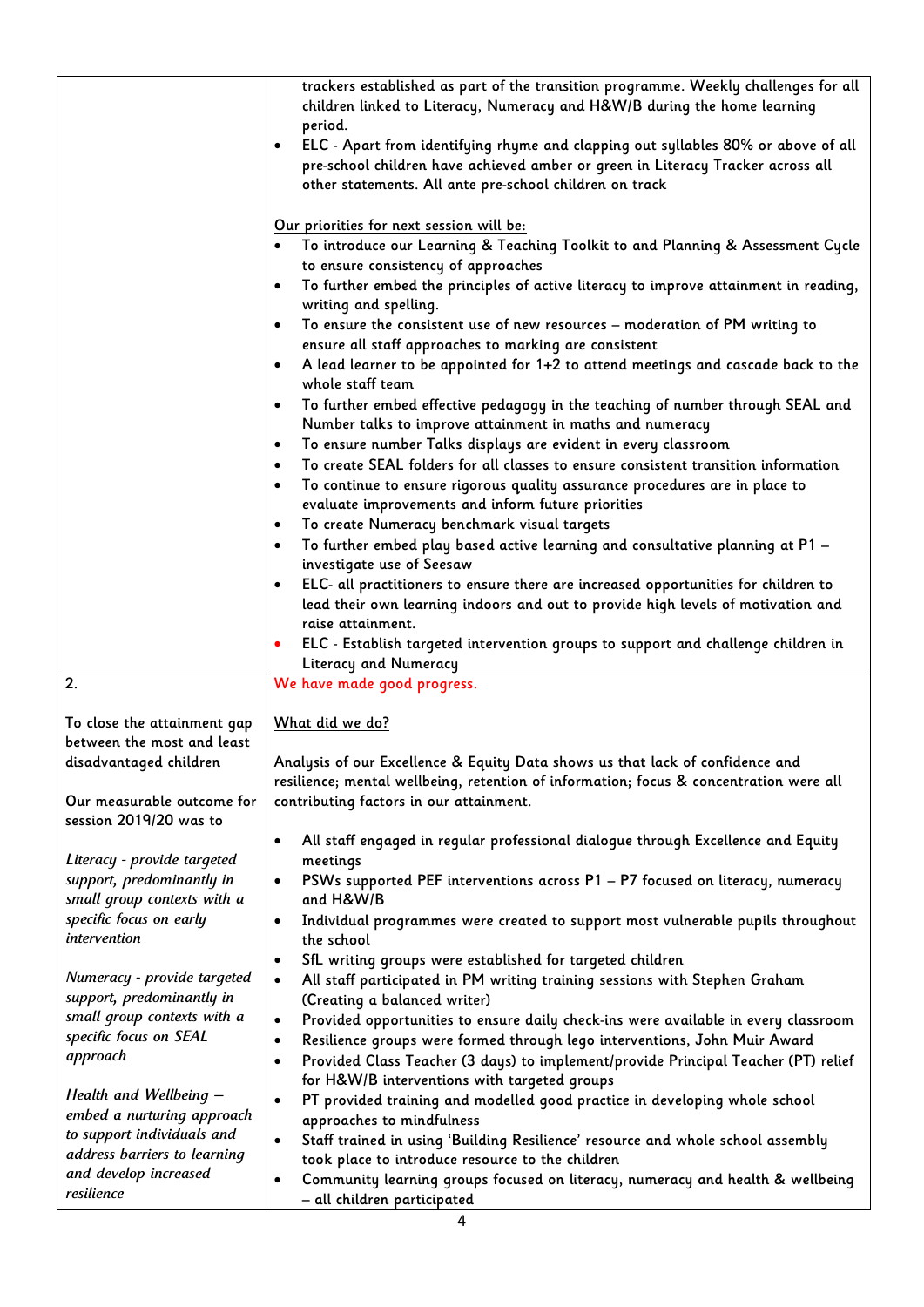| | |
|---|---|
| | trackers established as part of the transition programme. Weekly challenges for all children linked to Literacy, Numeracy and H&W/B during the home learning period.<br>• ELC - Apart from identifying rhyme and clapping out syllables 80% or above of all pre-school children have achieved amber or green in Literacy Tracker across all other statements. All ante pre-school children on track<br><br>Our priorities for next session will be:<br>• To introduce our Learning & Teaching Toolkit to and Planning & Assessment Cycle to ensure consistency of approaches<br>• To further embed the principles of active literacy to improve attainment in reading, writing and spelling.<br>• To ensure the consistent use of new resources – moderation of PM writing to ensure all staff approaches to marking are consistent<br>• A lead learner to be appointed for 1+2 to attend meetings and cascade back to the whole staff team<br>• To further embed effective pedagogy in the teaching of number through SEAL and Number talks to improve attainment in maths and numeracy<br>• To ensure number Talks displays are evident in every classroom<br>• To create SEAL folders for all classes to ensure consistent transition information<br>• To continue to ensure rigorous quality assurance procedures are in place to evaluate improvements and inform future priorities<br>• To create Numeracy benchmark visual targets<br>• To further embed play based active learning and consultative planning at P1 – investigate use of Seesaw<br>• ELC- all practitioners to ensure there are increased opportunities for children to lead their own learning indoors and out to provide high levels of motivation and raise attainment.<br>• ELC - Establish targeted intervention groups to support and challenge children in Literacy and Numeracy |
| 2.<br><br>To close the attainment gap between the most and least disadvantaged children<br><br>Our measurable outcome for session 2019/20 was to<br><br>*Literacy - provide targeted support, predominantly in small group contexts with a specific focus on early intervention*<br><br>*Numeracy - provide targeted support, predominantly in small group contexts with a specific focus on SEAL approach*<br><br>*Health and Wellbeing – embed a nurturing approach to support individuals and address barriers to learning and develop increased resilience* | We have made good progress.<br><br>What did we do?<br><br>Analysis of our Excellence & Equity Data shows us that lack of confidence and resilience; mental wellbeing, retention of information; focus & concentration were all contributing factors in our attainment.<br><br>• All staff engaged in regular professional dialogue through Excellence and Equity meetings<br>• PSWs supported PEF interventions across P1 – P7 focused on literacy, numeracy and H&W/B<br>• Individual programmes were created to support most vulnerable pupils throughout the school<br>• SfL writing groups were established for targeted children<br>• All staff participated in PM writing training sessions with Stephen Graham (Creating a balanced writer)<br>• Provided opportunities to ensure daily check-ins were available in every classroom<br>• Resilience groups were formed through lego interventions, John Muir Award<br>• Provided Class Teacher (3 days) to implement/provide Principal Teacher (PT) relief for H&W/B interventions with targeted groups<br>• PT provided training and modelled good practice in developing whole school approaches to mindfulness<br>• Staff trained in using 'Building Resilience' resource and whole school assembly took place to introduce resource to the children<br>• Community learning groups focused on literacy, numeracy and health & wellbeing – all children participated |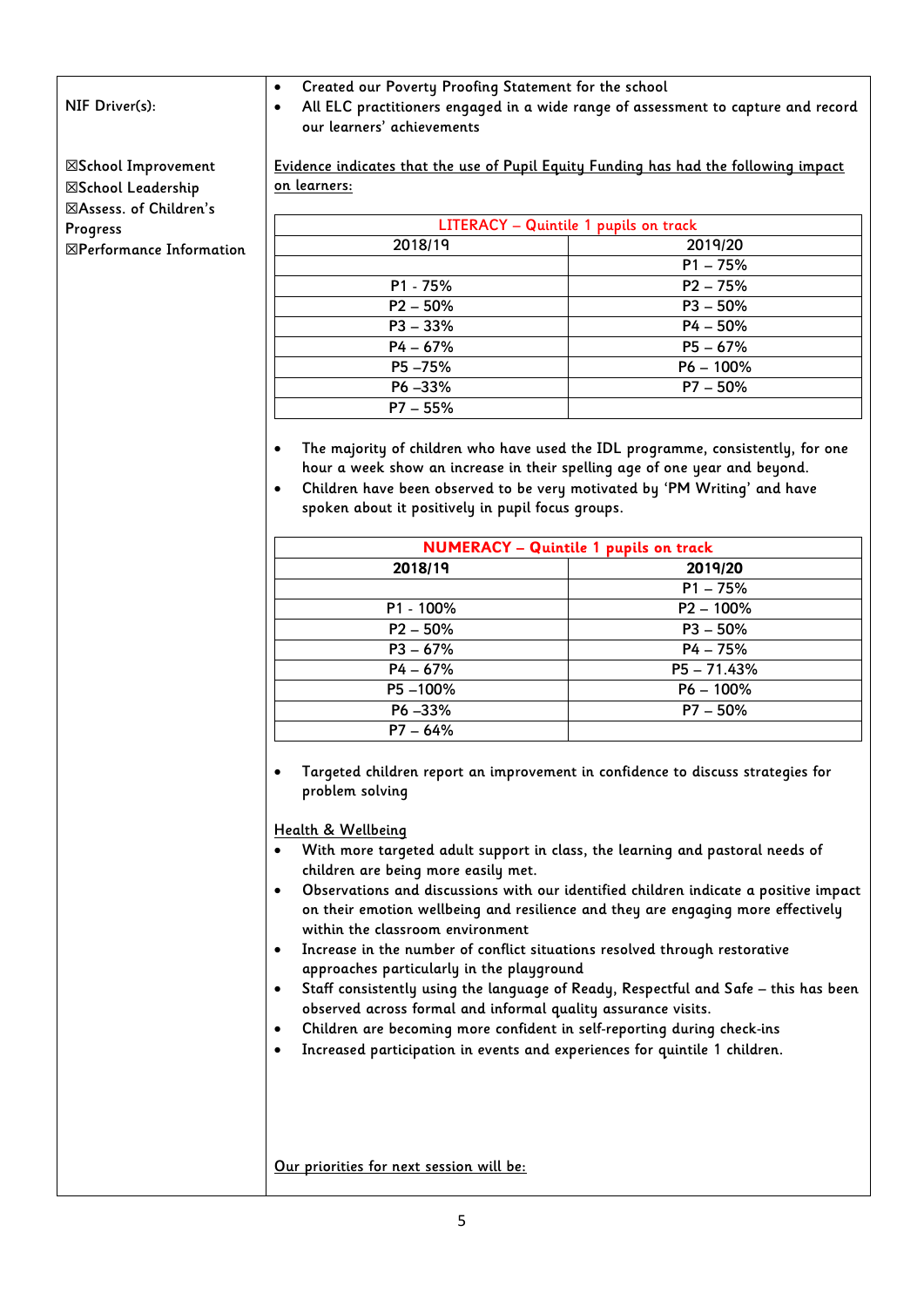NIF Driver(s):

☒School Improvement
☒School Leadership
☒Assess. of Children's Progress
☒Performance Information

- Created our Poverty Proofing Statement for the school
- All ELC practitioners engaged in a wide range of assessment to capture and record our learners' achievements

Evidence indicates that the use of Pupil Equity Funding has had the following impact on learners:

| LITERACY – Quintile 1 pupils on track | |
|---|---|
| 2018/19 | 2019/20 |
| | P1 – 75% |
| P1 - 75% | P2 – 75% |
| P2 – 50% | P3 – 50% |
| P3 – 33% | P4 – 50% |
| P4 – 67% | P5 – 67% |
| P5 –75% | P6 – 100% |
| P6 –33% | P7 – 50% |
| P7 – 55% | |

- The majority of children who have used the IDL programme, consistently, for one hour a week show an increase in their spelling age of one year and beyond.
- Children have been observed to be very motivated by 'PM Writing' and have spoken about it positively in pupil focus groups.

| NUMERACY – Quintile 1 pupils on track | |
|---|---|
| 2018/19 | 2019/20 |
| | P1 – 75% |
| P1 - 100% | P2 – 100% |
| P2 – 50% | P3 – 50% |
| P3 – 67% | P4 – 75% |
| P4 – 67% | P5 – 71.43% |
| P5 –100% | P6 – 100% |
| P6 –33% | P7 – 50% |
| P7 – 64% | |

- Targeted children report an improvement in confidence to discuss strategies for problem solving

Health & Wellbeing

- With more targeted adult support in class, the learning and pastoral needs of children are being more easily met.
- Observations and discussions with our identified children indicate a positive impact on their emotion wellbeing and resilience and they are engaging more effectively within the classroom environment
- Increase in the number of conflict situations resolved through restorative approaches particularly in the playground
- Staff consistently using the language of Ready, Respectful and Safe – this has been observed across formal and informal quality assurance visits.
- Children are becoming more confident in self-reporting during check-ins
- Increased participation in events and experiences for quintile 1 children.

Our priorities for next session will be: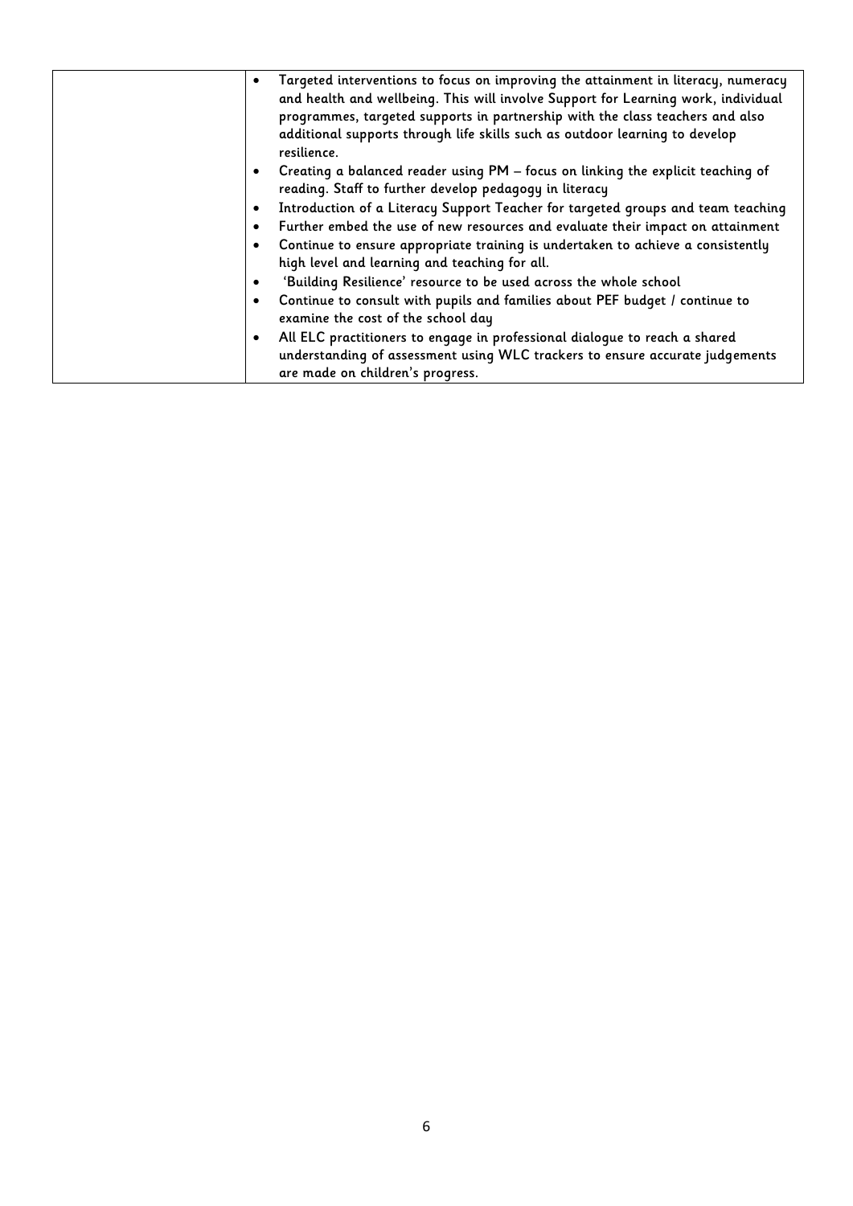| | |
|---|---|
| | <ul><li>Targeted interventions to focus on improving the attainment in literacy, numeracy and health and wellbeing. This will involve Support for Learning work, individual programmes, targeted supports in partnership with the class teachers and also additional supports through life skills such as outdoor learning to develop resilience.</li><li>Creating a balanced reader using PM – focus on linking the explicit teaching of reading. Staff to further develop pedagogy in literacy</li><li>Introduction of a Literacy Support Teacher for targeted groups and team teaching</li><li>Further embed the use of new resources and evaluate their impact on attainment</li><li>Continue to ensure appropriate training is undertaken to achieve a consistently high level and learning and teaching for all.</li><li>'Building Resilience' resource to be used across the whole school</li><li>Continue to consult with pupils and families about PEF budget / continue to examine the cost of the school day</li><li>All ELC practitioners to engage in professional dialogue to reach a shared understanding of assessment using WLC trackers to ensure accurate judgements are made on children's progress.</li></ul> |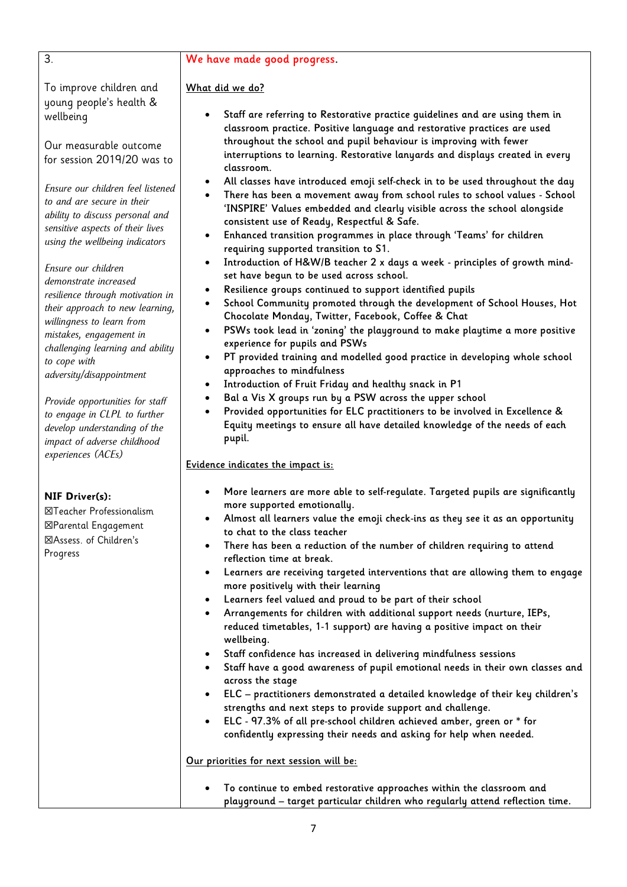| 3.<br><br>To improve children and young people's health & wellbeing<br><br>Our measurable outcome for session 2019/20 was to<br><br>*Ensure our children feel listened to and are secure in their ability to discuss personal and sensitive aspects of their lives using the wellbeing indicators*<br><br>*Ensure our children demonstrate increased resilience through motivation in their approach to new learning, willingness to learn from mistakes, engagement in challenging learning and ability to cope with adversity/disappointment*<br><br>*Provide opportunities for staff to engage in CLPL to further develop understanding of the impact of adverse childhood experiences (ACEs)*<br><br>**NIF Driver(s):**<br>☒Teacher Professionalism<br>☒Parental Engagement<br>☒Assess. of Children's Progress | We have made good progress.<br><br><u>What did we do?</u><br><br>• Staff are referring to Restorative practice guidelines and are using them in classroom practice. Positive language and restorative practices are used throughout the school and pupil behaviour is improving with fewer interruptions to learning. Restorative lanyards and displays created in every classroom.<br>• All classes have introduced emoji self-check in to be used throughout the day<br>• There has been a movement away from school rules to school values - School 'INSPIRE' Values embedded and clearly visible across the school alongside consistent use of Ready, Respectful & Safe.<br>• Enhanced transition programmes in place through 'Teams' for children requiring supported transition to S1.<br>• Introduction of H&W/B teacher 2 x days a week - principles of growth mind-set have begun to be used across school.<br>• Resilience groups continued to support identified pupils<br>• School Community promoted through the development of School Houses, Hot Chocolate Monday, Twitter, Facebook, Coffee & Chat<br>• PSWs took lead in 'zoning' the playground to make playtime a more positive experience for pupils and PSWs<br>• PT provided training and modelled good practice in developing whole school approaches to mindfulness<br>• Introduction of Fruit Friday and healthy snack in P1<br>• Bal a Vis X groups run by a PSW across the upper school<br>• Provided opportunities for ELC practitioners to be involved in Excellence & Equity meetings to ensure all have detailed knowledge of the needs of each pupil.<br><br><u>Evidence indicates the impact is:</u><br><br>• More learners are more able to self-regulate. Targeted pupils are significantly more supported emotionally.<br>• Almost all learners value the emoji check-ins as they see it as an opportunity to chat to the class teacher<br>• There has been a reduction of the number of children requiring to attend reflection time at break.<br>• Learners are receiving targeted interventions that are allowing them to engage more positively with their learning<br>• Learners feel valued and proud to be part of their school<br>• Arrangements for children with additional support needs (nurture, IEPs, reduced timetables, 1-1 support) are having a positive impact on their wellbeing.<br>• Staff confidence has increased in delivering mindfulness sessions<br>• Staff have a good awareness of pupil emotional needs in their own classes and across the stage<br>• ELC – practitioners demonstrated a detailed knowledge of their key children's strengths and next steps to provide support and challenge.<br>• ELC - 97.3% of all pre-school children achieved amber, green or * for confidently expressing their needs and asking for help when needed.<br><br><u>Our priorities for next session will be:</u><br><br>• To continue to embed restorative approaches within the classroom and playground – target particular children who regularly attend reflection time. |
|---|---|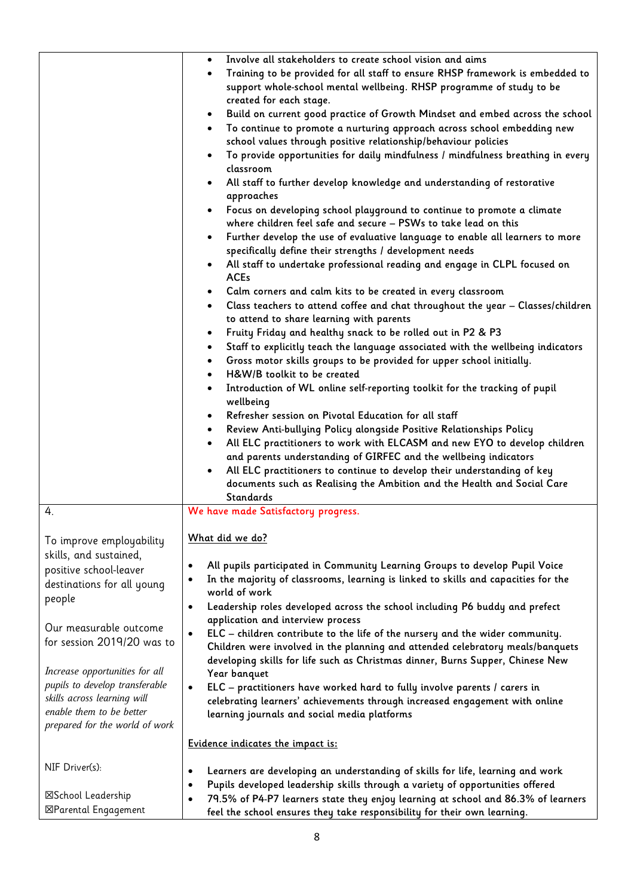| | |
|---|---|
| | • Involve all stakeholders to create school vision and aims<br>• Training to be provided for all staff to ensure RHSP framework is embedded to support whole-school mental wellbeing. RHSP programme of study to be created for each stage.<br>• Build on current good practice of Growth Mindset and embed across the school<br>• To continue to promote a nurturing approach across school embedding new school values through positive relationship/behaviour policies<br>• To provide opportunities for daily mindfulness / mindfulness breathing in every classroom<br>• All staff to further develop knowledge and understanding of restorative approaches<br>• Focus on developing school playground to continue to promote a climate where children feel safe and secure – PSWs to take lead on this<br>• Further develop the use of evaluative language to enable all learners to more specifically define their strengths / development needs<br>• All staff to undertake professional reading and engage in CLPL focused on ACEs<br>• Calm corners and calm kits to be created in every classroom<br>• Class teachers to attend coffee and chat throughout the year – Classes/children to attend to share learning with parents<br>• Fruity Friday and healthy snack to be rolled out in P2 & P3<br>• Staff to explicitly teach the language associated with the wellbeing indicators<br>• Gross motor skills groups to be provided for upper school initially.<br>• H&W/B toolkit to be created<br>• Introduction of WL online self-reporting toolkit for the tracking of pupil wellbeing<br>• Refresher session on Pivotal Education for all staff<br>• Review Anti-bullying Policy alongside Positive Relationships Policy<br>• All ELC practitioners to work with ELCASM and new EYO to develop children and parents understanding of GIRFEC and the wellbeing indicators<br>• All ELC practitioners to continue to develop their understanding of key documents such as Realising the Ambition and the Health and Social Care Standards |
| 4.<br><br>To improve employability skills, and sustained, positive school-leaver destinations for all young people<br><br>Our measurable outcome for session 2019/20 was to<br><br>*Increase opportunities for all pupils to develop transferable skills across learning will enable them to be better prepared for the world of work*<br><br>NIF Driver(s):<br><br>☒School Leadership<br>☒Parental Engagement | We have made Satisfactory progress.<br><br>What did we do?<br><br>• All pupils participated in Community Learning Groups to develop Pupil Voice<br>• In the majority of classrooms, learning is linked to skills and capacities for the world of work<br>• Leadership roles developed across the school including P6 buddy and prefect application and interview process<br>• ELC – children contribute to the life of the nursery and the wider community. Children were involved in the planning and attended celebratory meals/banquets developing skills for life such as Christmas dinner, Burns Supper, Chinese New Year banquet<br>• ELC – practitioners have worked hard to fully involve parents / carers in celebrating learners' achievements through increased engagement with online learning journals and social media platforms<br><br>Evidence indicates the impact is:<br><br>• Learners are developing an understanding of skills for life, learning and work<br>• Pupils developed leadership skills through a variety of opportunities offered<br>• 79.5% of P4-P7 learners state they enjoy learning at school and 86.3% of learners feel the school ensures they take responsibility for their own learning. |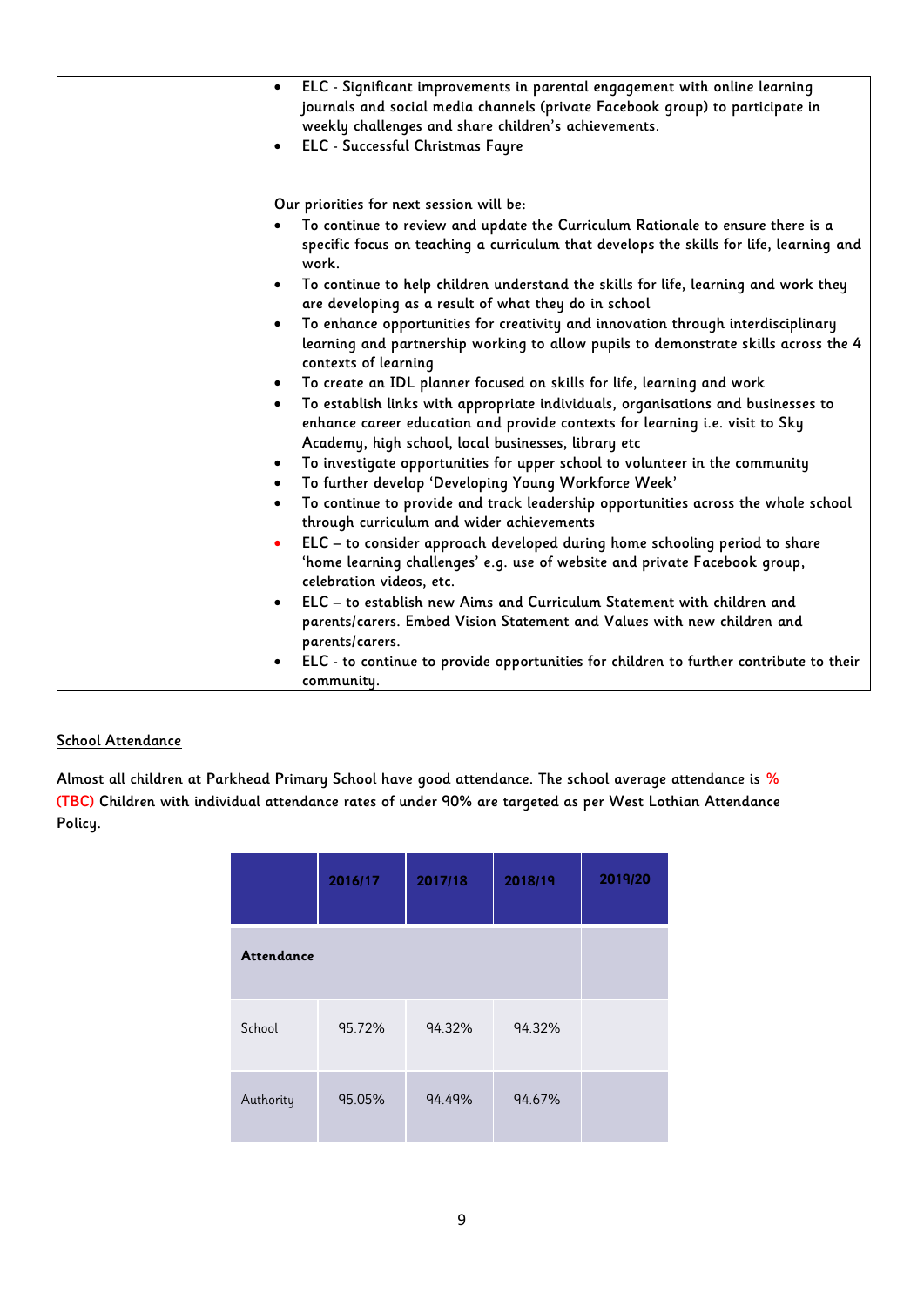| | - ELC - Significant improvements in parental engagement with online learning journals and social media channels (private Facebook group) to participate in weekly challenges and share children's achievements.<br>- ELC - Successful Christmas Fayre<br><br><u>Our priorities for next session will be:</u><br>- To continue to review and update the Curriculum Rationale to ensure there is a specific focus on teaching a curriculum that develops the skills for life, learning and work.<br>- To continue to help children understand the skills for life, learning and work they are developing as a result of what they do in school<br>- To enhance opportunities for creativity and innovation through interdisciplinary learning and partnership working to allow pupils to demonstrate skills across the 4 contexts of learning<br>- To create an IDL planner focused on skills for life, learning and work<br>- To establish links with appropriate individuals, organisations and businesses to enhance career education and provide contexts for learning i.e. visit to Sky Academy, high school, local businesses, library etc<br>- To investigate opportunities for upper school to volunteer in the community<br>- To further develop 'Developing Young Workforce Week'<br>- To continue to provide and track leadership opportunities across the whole school through curriculum and wider achievements<br>- ELC – to consider approach developed during home schooling period to share 'home learning challenges' e.g. use of website and private Facebook group, celebration videos, etc.<br>- ELC – to establish new Aims and Curriculum Statement with children and parents/carers. Embed Vision Statement and Values with new children and parents/carers.<br>- ELC - to continue to provide opportunities for children to further contribute to their community. |
|---|---|

<u>School Attendance</u>

Almost all children at Parkhead Primary School have good attendance. The school average attendance is % (TBC) Children with individual attendance rates of under 90% are targeted as per West Lothian Attendance Policy.

| | 2016/17 | 2017/18 | 2018/19 | 2019/20 |
|---|---|---|---|---|
| **Attendance** | | | | |
| School | 95.72% | 94.32% | 94.32% | |
| Authority | 95.05% | 94.49% | 94.67% | |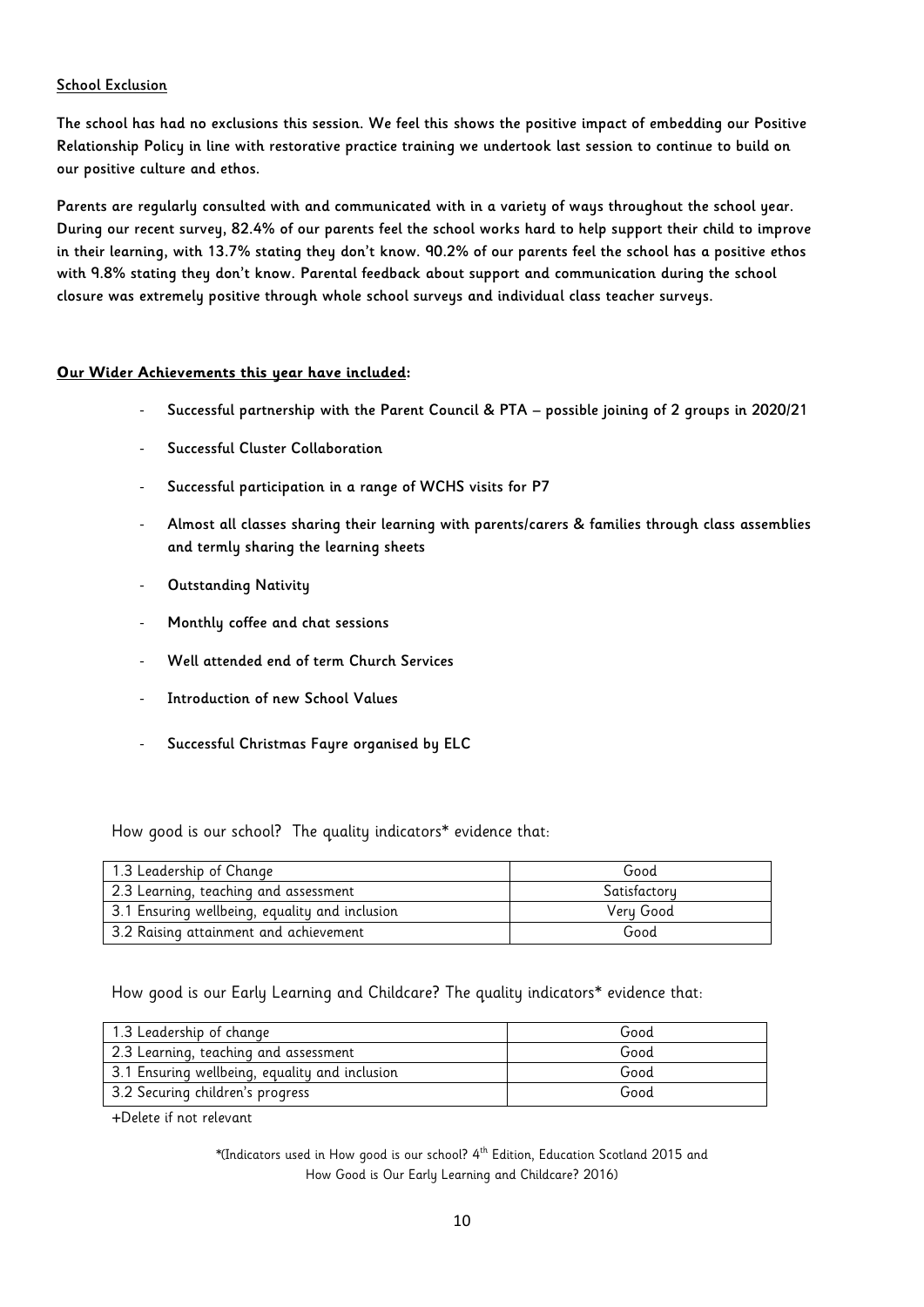**School Exclusion**

**The school has had no exclusions this session. We feel this shows the positive impact of embedding our Positive Relationship Policy in line with restorative practice training we undertook last session to continue to build on our positive culture and ethos.**

**Parents are regularly consulted with and communicated with in a variety of ways throughout the school year. During our recent survey, 82.4% of our parents feel the school works hard to help support their child to improve in their learning, with 13.7% stating they don't know. 90.2% of our parents feel the school has a positive ethos with 9.8% stating they don't know. Parental feedback about support and communication during the school closure was extremely positive through whole school surveys and individual class teacher surveys.**

**Our Wider Achievements this year have included:**

- **Successful partnership with the Parent Council & PTA – possible joining of 2 groups in 2020/21**
- **Successful Cluster Collaboration**
- **Successful participation in a range of WCHS visits for P7**
- **Almost all classes sharing their learning with parents/carers & families through class assemblies and termly sharing the learning sheets**
- **Outstanding Nativity**
- **Monthly coffee and chat sessions**
- **Well attended end of term Church Services**
- **Introduction of new School Values**
- **Successful Christmas Fayre organised by ELC**

How good is our school? The quality indicators* evidence that:

| | |
|---|---|
| 1.3 Leadership of Change | Good |
| 2.3 Learning, teaching and assessment | Satisfactory |
| 3.1 Ensuring wellbeing, equality and inclusion | Very Good |
| 3.2 Raising attainment and achievement | Good |

How good is our Early Learning and Childcare? The quality indicators* evidence that:

| | |
|---|---|
| 1.3 Leadership of change | Good |
| 2.3 Learning, teaching and assessment | Good |
| 3.1 Ensuring wellbeing, equality and inclusion | Good |
| 3.2 Securing children's progress | Good |

+Delete if not relevant

*(Indicators used in How good is our school? 4th Edition, Education Scotland 2015 and How Good is Our Early Learning and Childcare? 2016)